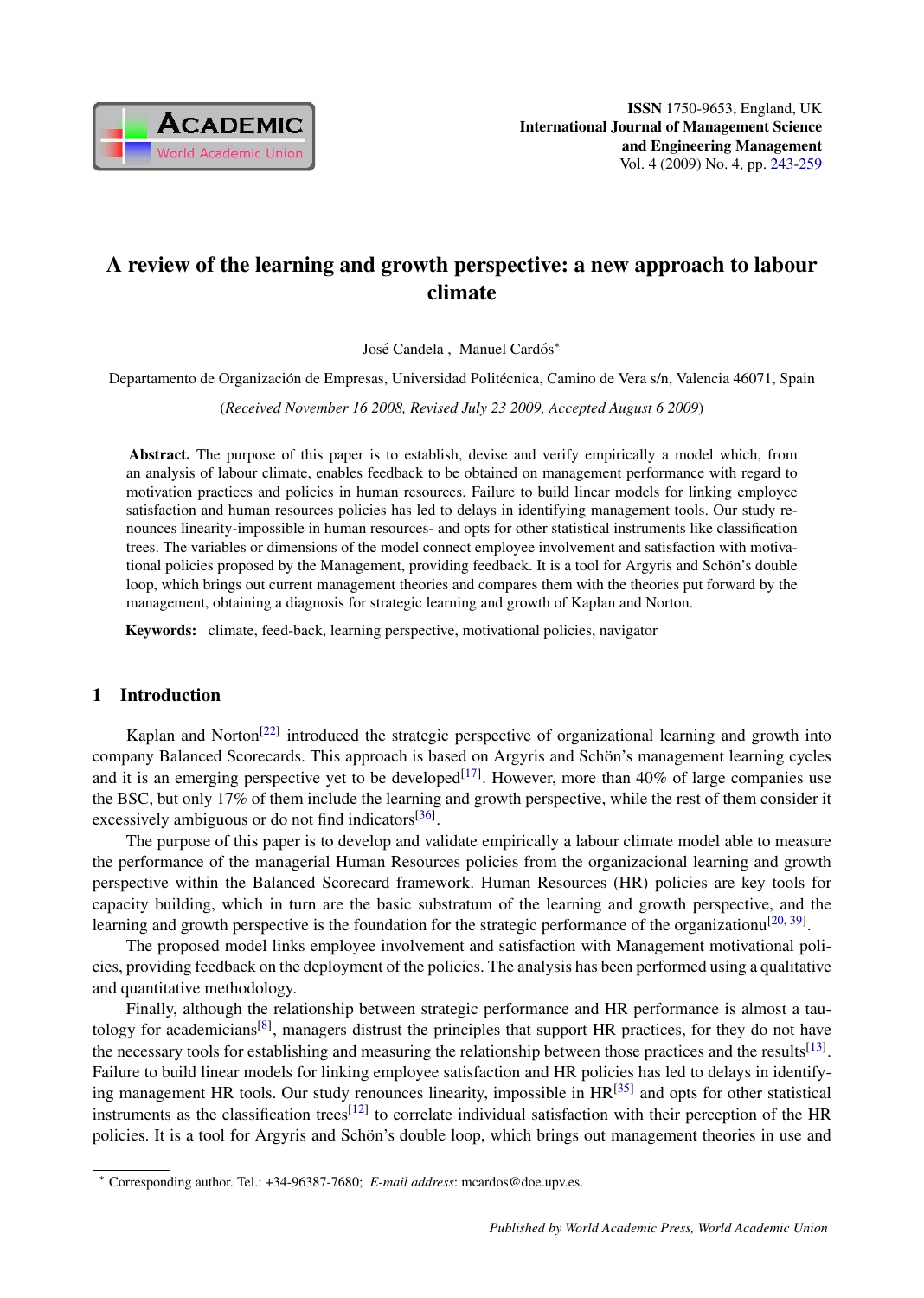ISSN 1750-9653, England, UK
**International Journal of Management Science and Engineering Management**
Vol. 4 (2009) No. 4, pp. 243-259

# A review of the learning and growth perspective: a new approach to labour climate

José Candela , Manuel Cardós*

Departamento de Organización de Empresas, Universidad Politécnica, Camino de Vera s/n, Valencia 46071, Spain

(*Received November 16 2008, Revised July 23 2009, Accepted August 6 2009*)

**Abstract.** The purpose of this paper is to establish, devise and verify empirically a model which, from an analysis of labour climate, enables feedback to be obtained on management performance with regard to motivation practices and policies in human resources. Failure to build linear models for linking employee satisfaction and human resources policies has led to delays in identifying management tools. Our study renounces linearity-impossible in human resources- and opts for other statistical instruments like classification trees. The variables or dimensions of the model connect employee involvement and satisfaction with motivational policies proposed by the Management, providing feedback. It is a tool for Argyris and Schön's double loop, which brings out current management theories and compares them with the theories put forward by the management, obtaining a diagnosis for strategic learning and growth of Kaplan and Norton.

**Keywords:** climate, feed-back, learning perspective, motivational policies, navigator

## 1 Introduction

Kaplan and Norton[22] introduced the strategic perspective of organizational learning and growth into company Balanced Scorecards. This approach is based on Argyris and Schön's management learning cycles and it is an emerging perspective yet to be developed[17]. However, more than 40% of large companies use the BSC, but only 17% of them include the learning and growth perspective, while the rest of them consider it excessively ambiguous or do not find indicators[36].

The purpose of this paper is to develop and validate empirically a labour climate model able to measure the performance of the managerial Human Resources policies from the organizacional learning and growth perspective within the Balanced Scorecard framework. Human Resources (HR) policies are key tools for capacity building, which in turn are the basic substratum of the learning and growth perspective, and the learning and growth perspective is the foundation for the strategic performance of the organizationu[20, 39].

The proposed model links employee involvement and satisfaction with Management motivational policies, providing feedback on the deployment of the policies. The analysis has been performed using a qualitative and quantitative methodology.

Finally, although the relationship between strategic performance and HR performance is almost a tautology for academicians[8], managers distrust the principles that support HR practices, for they do not have the necessary tools for establishing and measuring the relationship between those practices and the results[13]. Failure to build linear models for linking employee satisfaction and HR policies has led to delays in identifying management HR tools. Our study renounces linearity, impossible in HR[35] and opts for other statistical instruments as the classification trees[12] to correlate individual satisfaction with their perception of the HR policies. It is a tool for Argyris and Schön's double loop, which brings out management theories in use and

* Corresponding author. Tel.: +34-96387-7680; *E-mail address*: mcardos@doe.upv.es.

*Published by World Academic Press, World Academic Union*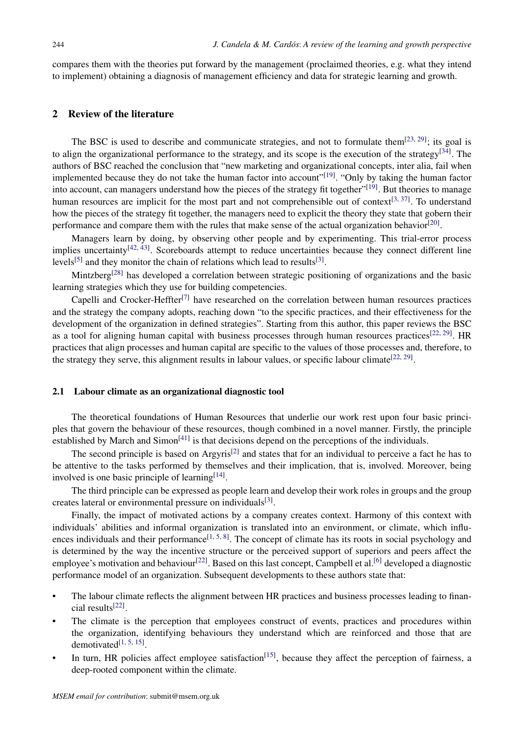compares them with the theories put forward by the management (proclaimed theories, e.g. what they intend to implement) obtaining a diagnosis of management efficiency and data for strategic learning and growth.

## 2 Review of the literature

The BSC is used to describe and communicate strategies, and not to formulate them[23, 29]; its goal is to align the organizational performance to the strategy, and its scope is the execution of the strategy[34]. The authors of BSC reached the conclusion that "new marketing and organizational concepts, inter alia, fail when implemented because they do not take the human factor into account"[19]. "Only by taking the human factor into account, can managers understand how the pieces of the strategy fit together"[19]. But theories to manage human resources are implicit for the most part and not comprehensible out of context[3, 37]. To understand how the pieces of the strategy fit together, the managers need to explicit the theory they state that gobern their performance and compare them with the rules that make sense of the actual organization behavior[20].

Managers learn by doing, by observing other people and by experimenting. This trial-error process implies uncertainty[42, 43]. Scoreboards attempt to reduce uncertainties because they connect different line levels[5] and they monitor the chain of relations which lead to results[3].

Mintzberg[28] has developed a correlation between strategic positioning of organizations and the basic learning strategies which they use for building competencies.

Capelli and Crocker-Heffter[7] have researched on the correlation between human resources practices and the strategy the company adopts, reaching down "to the specific practices, and their effectiveness for the development of the organization in defined strategies". Starting from this author, this paper reviews the BSC as a tool for aligning human capital with business processes through human resources practices[22, 29]. HR practices that align processes and human capital are specific to the values of those processes and, therefore, to the strategy they serve, this alignment results in labour values, or specific labour climate[22, 29].

### 2.1 Labour climate as an organizational diagnostic tool

The theoretical foundations of Human Resources that underlie our work rest upon four basic principles that govern the behaviour of these resources, though combined in a novel manner. Firstly, the principle established by March and Simon[41] is that decisions depend on the perceptions of the individuals.

The second principle is based on Argyris[2] and states that for an individual to perceive a fact he has to be attentive to the tasks performed by themselves and their implication, that is, involved. Moreover, being involved is one basic principle of learning[14].

The third principle can be expressed as people learn and develop their work roles in groups and the group creates lateral or environmental pressure on individuals[3].

Finally, the impact of motivated actions by a company creates context. Harmony of this context with individuals' abilities and informal organization is translated into an environment, or climate, which influences individuals and their performance[1, 5, 8]. The concept of climate has its roots in social psychology and is determined by the way the incentive structure or the perceived support of superiors and peers affect the employee's motivation and behaviour[22]. Based on this last concept, Campbell et al.[6] developed a diagnostic performance model of an organization. Subsequent developments to these authors state that:

- The labour climate reflects the alignment between HR practices and business processes leading to financial results[22].
- The climate is the perception that employees construct of events, practices and procedures within the organization, identifying behaviours they understand which are reinforced and those that are demotivated[1, 5, 15].
- In turn, HR policies affect employee satisfaction[15], because they affect the perception of fairness, a deep-rooted component within the climate.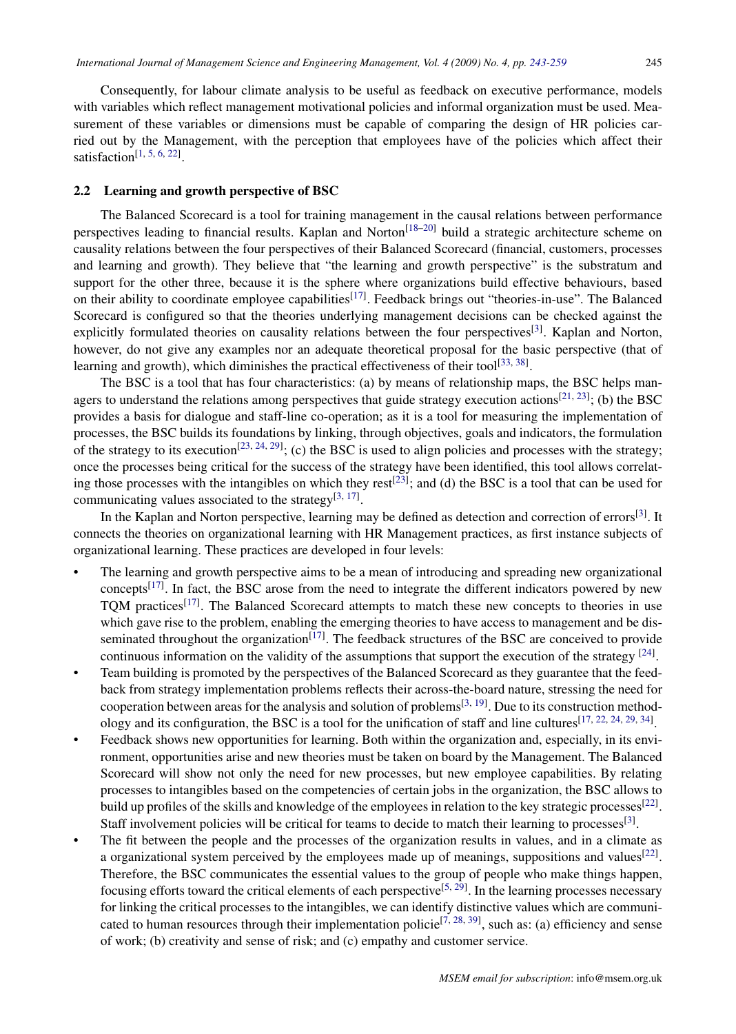Consequently, for labour climate analysis to be useful as feedback on executive performance, models with variables which reflect management motivational policies and informal organization must be used. Measurement of these variables or dimensions must be capable of comparing the design of HR policies carried out by the Management, with the perception that employees have of the policies which affect their satisfaction[1, 5, 6, 22].

## 2.2 Learning and growth perspective of BSC

The Balanced Scorecard is a tool for training management in the causal relations between performance perspectives leading to financial results. Kaplan and Norton[18–20] build a strategic architecture scheme on causality relations between the four perspectives of their Balanced Scorecard (financial, customers, processes and learning and growth). They believe that "the learning and growth perspective" is the substratum and support for the other three, because it is the sphere where organizations build effective behaviours, based on their ability to coordinate employee capabilities[17]. Feedback brings out "theories-in-use". The Balanced Scorecard is configured so that the theories underlying management decisions can be checked against the explicitly formulated theories on causality relations between the four perspectives[3]. Kaplan and Norton, however, do not give any examples nor an adequate theoretical proposal for the basic perspective (that of learning and growth), which diminishes the practical effectiveness of their tool[33, 38].

The BSC is a tool that has four characteristics: (a) by means of relationship maps, the BSC helps managers to understand the relations among perspectives that guide strategy execution actions[21, 23]; (b) the BSC provides a basis for dialogue and staff-line co-operation; as it is a tool for measuring the implementation of processes, the BSC builds its foundations by linking, through objectives, goals and indicators, the formulation of the strategy to its execution[23, 24, 29]; (c) the BSC is used to align policies and processes with the strategy; once the processes being critical for the success of the strategy have been identified, this tool allows correlating those processes with the intangibles on which they rest[23]; and (d) the BSC is a tool that can be used for communicating values associated to the strategy[3, 17].

In the Kaplan and Norton perspective, learning may be defined as detection and correction of errors[3]. It connects the theories on organizational learning with HR Management practices, as first instance subjects of organizational learning. These practices are developed in four levels:

- The learning and growth perspective aims to be a mean of introducing and spreading new organizational concepts[17]. In fact, the BSC arose from the need to integrate the different indicators powered by new TQM practices[17]. The Balanced Scorecard attempts to match these new concepts to theories in use which gave rise to the problem, enabling the emerging theories to have access to management and be disseminated throughout the organization[17]. The feedback structures of the BSC are conceived to provide continuous information on the validity of the assumptions that support the execution of the strategy [24].
- Team building is promoted by the perspectives of the Balanced Scorecard as they guarantee that the feedback from strategy implementation problems reflects their across-the-board nature, stressing the need for cooperation between areas for the analysis and solution of problems[3, 19]. Due to its construction methodology and its configuration, the BSC is a tool for the unification of staff and line cultures[17, 22, 24, 29, 34].
- Feedback shows new opportunities for learning. Both within the organization and, especially, in its environment, opportunities arise and new theories must be taken on board by the Management. The Balanced Scorecard will show not only the need for new processes, but new employee capabilities. By relating processes to intangibles based on the competencies of certain jobs in the organization, the BSC allows to build up profiles of the skills and knowledge of the employees in relation to the key strategic processes[22]. Staff involvement policies will be critical for teams to decide to match their learning to processes[3].
- The fit between the people and the processes of the organization results in values, and in a climate as a organizational system perceived by the employees made up of meanings, suppositions and values[22]. Therefore, the BSC communicates the essential values to the group of people who make things happen, focusing efforts toward the critical elements of each perspective[5, 29]. In the learning processes necessary for linking the critical processes to the intangibles, we can identify distinctive values which are communicated to human resources through their implementation policie[7, 28, 39], such as: (a) efficiency and sense of work; (b) creativity and sense of risk; and (c) empathy and customer service.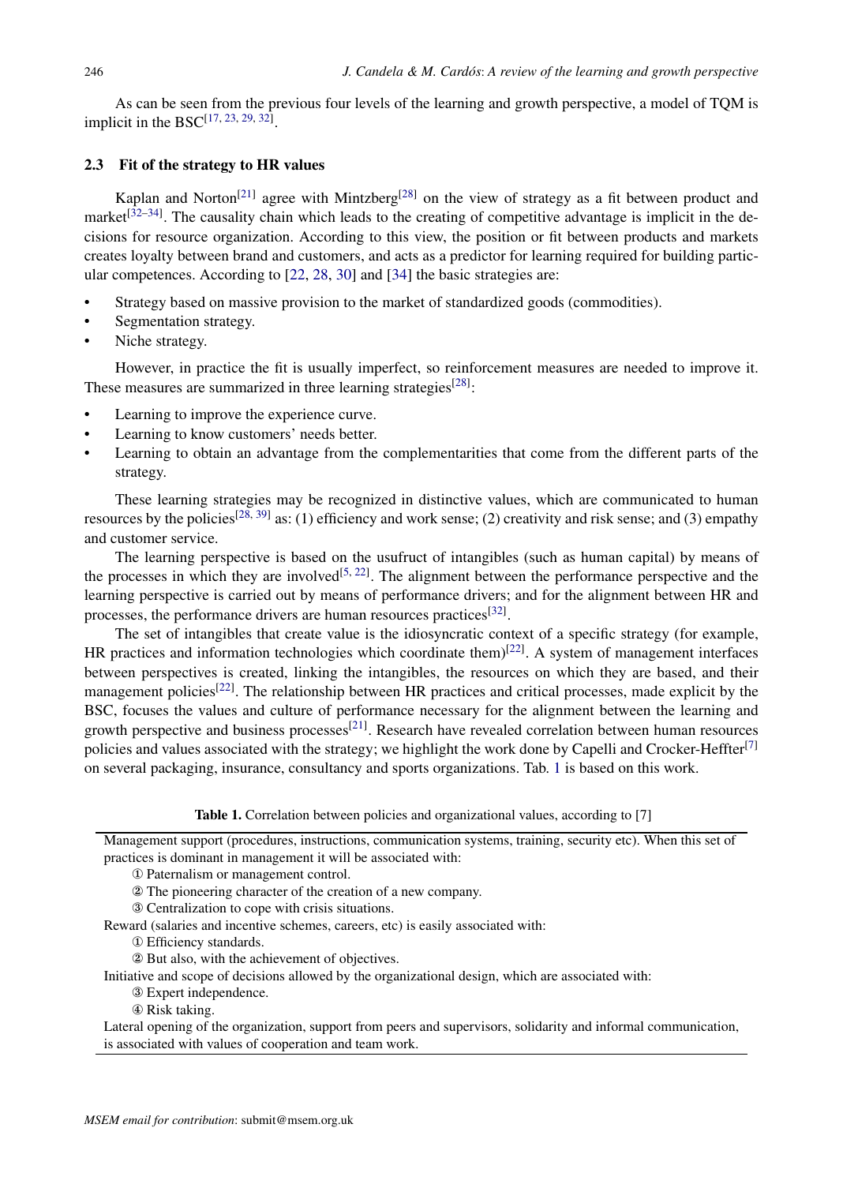As can be seen from the previous four levels of the learning and growth perspective, a model of TQM is implicit in the BSC[17, 23, 29, 32].

### 2.3 Fit of the strategy to HR values

Kaplan and Norton[21] agree with Mintzberg[28] on the view of strategy as a fit between product and market[32–34]. The causality chain which leads to the creating of competitive advantage is implicit in the decisions for resource organization. According to this view, the position or fit between products and markets creates loyalty between brand and customers, and acts as a predictor for learning required for building particular competences. According to [22, 28, 30] and [34] the basic strategies are:

- Strategy based on massive provision to the market of standardized goods (commodities).
- Segmentation strategy.
- Niche strategy.

However, in practice the fit is usually imperfect, so reinforcement measures are needed to improve it. These measures are summarized in three learning strategies[28]:

- Learning to improve the experience curve.
- Learning to know customers' needs better.
- Learning to obtain an advantage from the complementarities that come from the different parts of the strategy.

These learning strategies may be recognized in distinctive values, which are communicated to human resources by the policies[28, 39] as: (1) efficiency and work sense; (2) creativity and risk sense; and (3) empathy and customer service.

The learning perspective is based on the usufruct of intangibles (such as human capital) by means of the processes in which they are involved[5, 22]. The alignment between the performance perspective and the learning perspective is carried out by means of performance drivers; and for the alignment between HR and processes, the performance drivers are human resources practices[32].

The set of intangibles that create value is the idiosyncratic context of a specific strategy (for example, HR practices and information technologies which coordinate them)[22]. A system of management interfaces between perspectives is created, linking the intangibles, the resources on which they are based, and their management policies[22]. The relationship between HR practices and critical processes, made explicit by the BSC, focuses the values and culture of performance necessary for the alignment between the learning and growth perspective and business processes[21]. Research have revealed correlation between human resources policies and values associated with the strategy; we highlight the work done by Capelli and Crocker-Heffter[7] on several packaging, insurance, consultancy and sports organizations. Tab. 1 is based on this work.

**Table 1.** Correlation between policies and organizational values, according to [7]

| |
|---|
| Management support (procedures, instructions, communication systems, training, security etc). When this set of practices is dominant in management it will be associated with: |
| ① Paternalism or management control. |
| ② The pioneering character of the creation of a new company. |
| ③ Centralization to cope with crisis situations. |
| Reward (salaries and incentive schemes, careers, etc) is easily associated with: |
| ① Efficiency standards. |
| ② But also, with the achievement of objectives. |
| Initiative and scope of decisions allowed by the organizational design, which are associated with: |
| ③ Expert independence. |
| ④ Risk taking. |
| Lateral opening of the organization, support from peers and supervisors, solidarity and informal communication, is associated with values of cooperation and team work. |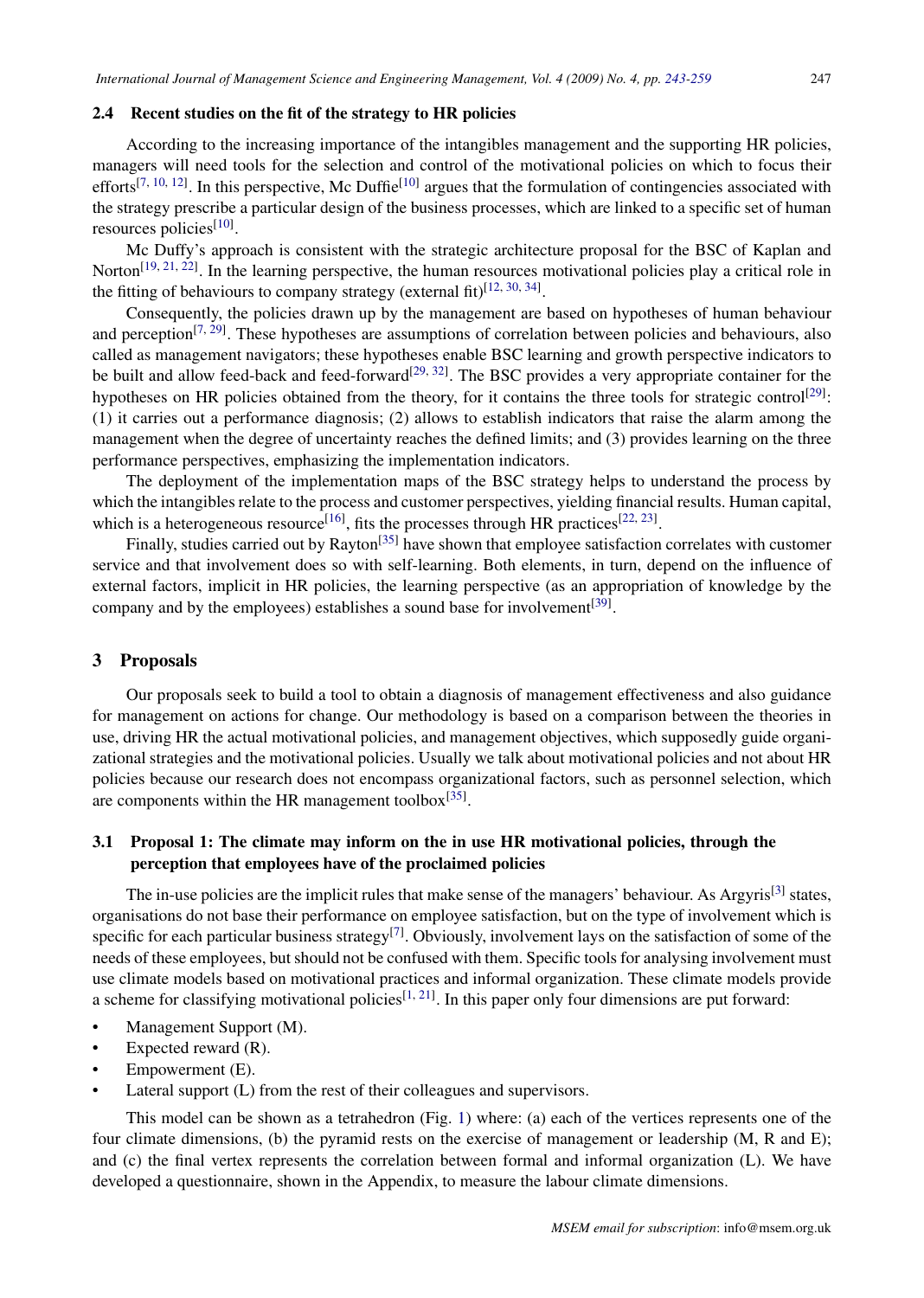### 2.4 Recent studies on the fit of the strategy to HR policies

According to the increasing importance of the intangibles management and the supporting HR policies, managers will need tools for the selection and control of the motivational policies on which to focus their efforts[7, 10, 12]. In this perspective, Mc Duffie[10] argues that the formulation of contingencies associated with the strategy prescribe a particular design of the business processes, which are linked to a specific set of human resources policies[10].

Mc Duffy's approach is consistent with the strategic architecture proposal for the BSC of Kaplan and Norton[19, 21, 22]. In the learning perspective, the human resources motivational policies play a critical role in the fitting of behaviours to company strategy (external fit)[12, 30, 34].

Consequently, the policies drawn up by the management are based on hypotheses of human behaviour and perception[7, 29]. These hypotheses are assumptions of correlation between policies and behaviours, also called as management navigators; these hypotheses enable BSC learning and growth perspective indicators to be built and allow feed-back and feed-forward[29, 32]. The BSC provides a very appropriate container for the hypotheses on HR policies obtained from the theory, for it contains the three tools for strategic control[29]: (1) it carries out a performance diagnosis; (2) allows to establish indicators that raise the alarm among the management when the degree of uncertainty reaches the defined limits; and (3) provides learning on the three performance perspectives, emphasizing the implementation indicators.

The deployment of the implementation maps of the BSC strategy helps to understand the process by which the intangibles relate to the process and customer perspectives, yielding financial results. Human capital, which is a heterogeneous resource[16], fits the processes through HR practices[22, 23].

Finally, studies carried out by Rayton[35] have shown that employee satisfaction correlates with customer service and that involvement does so with self-learning. Both elements, in turn, depend on the influence of external factors, implicit in HR policies, the learning perspective (as an appropriation of knowledge by the company and by the employees) establishes a sound base for involvement[39].

## 3 Proposals

Our proposals seek to build a tool to obtain a diagnosis of management effectiveness and also guidance for management on actions for change. Our methodology is based on a comparison between the theories in use, driving HR the actual motivational policies, and management objectives, which supposedly guide organizational strategies and the motivational policies. Usually we talk about motivational policies and not about HR policies because our research does not encompass organizational factors, such as personnel selection, which are components within the HR management toolbox[35].

### 3.1 Proposal 1: The climate may inform on the in use HR motivational policies, through the perception that employees have of the proclaimed policies

The in-use policies are the implicit rules that make sense of the managers' behaviour. As Argyris[3] states, organisations do not base their performance on employee satisfaction, but on the type of involvement which is specific for each particular business strategy[7]. Obviously, involvement lays on the satisfaction of some of the needs of these employees, but should not be confused with them. Specific tools for analysing involvement must use climate models based on motivational practices and informal organization. These climate models provide a scheme for classifying motivational policies[1, 21]. In this paper only four dimensions are put forward:

- Management Support (M).
- Expected reward (R).
- Empowerment (E).
- Lateral support (L) from the rest of their colleagues and supervisors.

This model can be shown as a tetrahedron (Fig. 1) where: (a) each of the vertices represents one of the four climate dimensions, (b) the pyramid rests on the exercise of management or leadership (M, R and E); and (c) the final vertex represents the correlation between formal and informal organization (L). We have developed a questionnaire, shown in the Appendix, to measure the labour climate dimensions.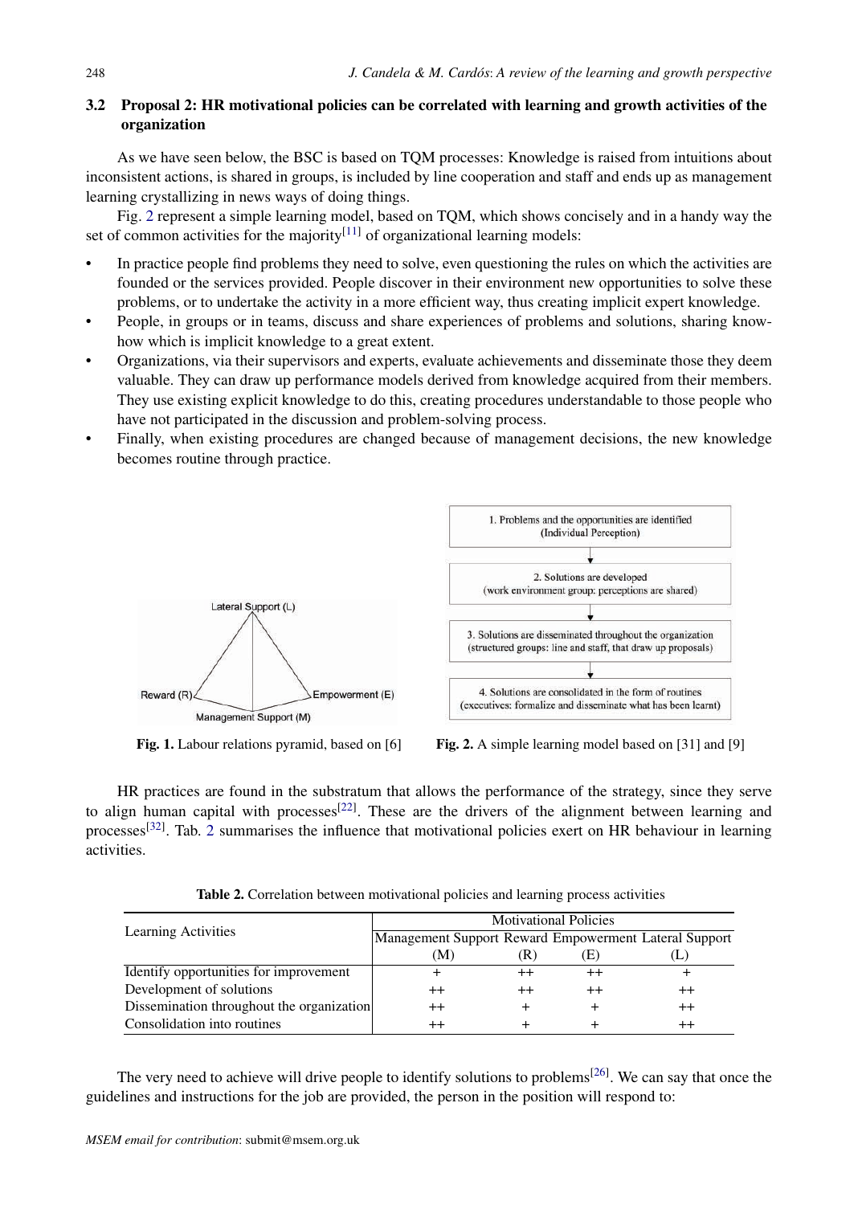### 3.2 Proposal 2: HR motivational policies can be correlated with learning and growth activities of the organization

As we have seen below, the BSC is based on TQM processes: Knowledge is raised from intuitions about inconsistent actions, is shared in groups, is included by line cooperation and staff and ends up as management learning crystallizing in news ways of doing things.

Fig. 2 represent a simple learning model, based on TQM, which shows concisely and in a handy way the set of common activities for the majority[11] of organizational learning models:

- In practice people find problems they need to solve, even questioning the rules on which the activities are founded or the services provided. People discover in their environment new opportunities to solve these problems, or to undertake the activity in a more efficient way, thus creating implicit expert knowledge.
- People, in groups or in teams, discuss and share experiences of problems and solutions, sharing know-how which is implicit knowledge to a great extent.
- Organizations, via their supervisors and experts, evaluate achievements and disseminate those they deem valuable. They can draw up performance models derived from knowledge acquired from their members. They use existing explicit knowledge to do this, creating procedures understandable to those people who have not participated in the discussion and problem-solving process.
- Finally, when existing procedures are changed because of management decisions, the new knowledge becomes routine through practice.

Lateral Support (L)

Reward (R)

Empowerment (E)

Management Support (M)

**Fig. 1.** Labour relations pyramid, based on [6]

1. Problems and the opportunities are identified (Individual Perception)

2. Solutions are developed (work environment group: perceptions are shared)

3. Solutions are disseminated throughout the organization (structured groups: line and staff, that draw up proposals)

4. Solutions are consolidated in the form of routines (executives: formalize and disseminate what has been learnt)

**Fig. 2.** A simple learning model based on [31] and [9]

HR practices are found in the substratum that allows the performance of the strategy, since they serve to align human capital with processes[22]. These are the drivers of the alignment between learning and processes[32]. Tab. 2 summarises the influence that motivational policies exert on HR behaviour in learning activities.

**Table 2.** Correlation between motivational policies and learning process activities

| Learning Activities | Motivational Policies | | | |
|---|---|---|---|---|
| | Management Support (M) | Reward (R) | Empowerment (E) | Lateral Support (L) |
| Identify opportunities for improvement | + | ++ | ++ | + |
| Development of solutions | ++ | ++ | ++ | ++ |
| Dissemination throughout the organization | ++ | + | + | ++ |
| Consolidation into routines | ++ | + | + | ++ |

The very need to achieve will drive people to identify solutions to problems[26]. We can say that once the guidelines and instructions for the job are provided, the person in the position will respond to: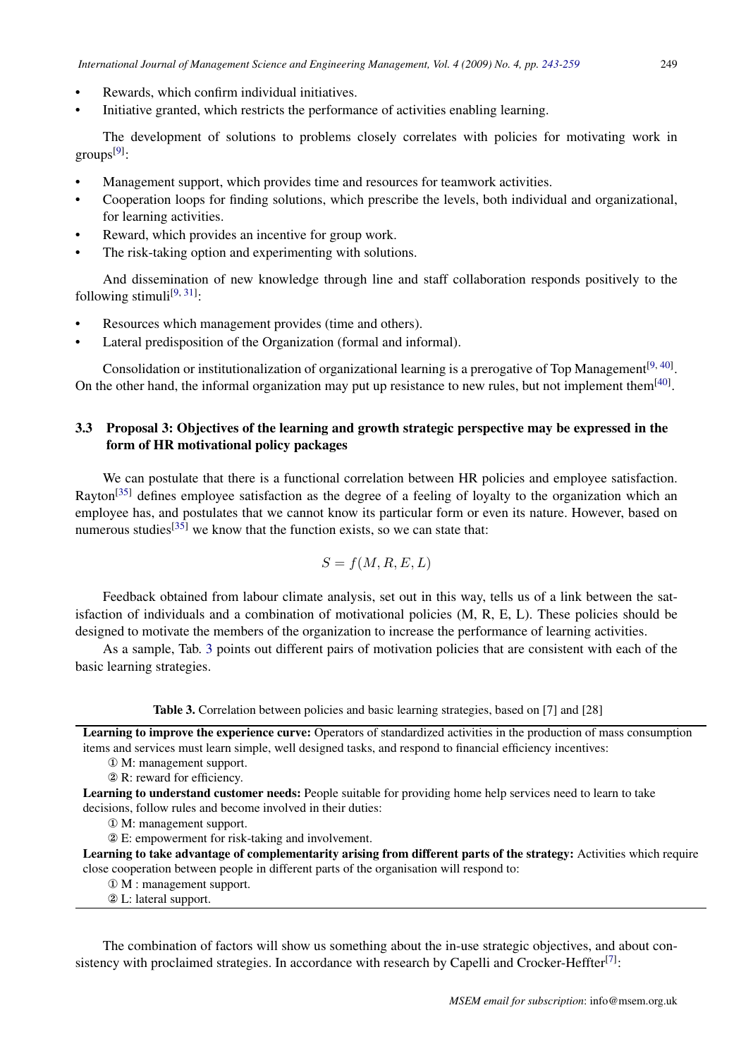- Rewards, which confirm individual initiatives.
- Initiative granted, which restricts the performance of activities enabling learning.

The development of solutions to problems closely correlates with policies for motivating work in groups[9]:

- Management support, which provides time and resources for teamwork activities.
- Cooperation loops for finding solutions, which prescribe the levels, both individual and organizational, for learning activities.
- Reward, which provides an incentive for group work.
- The risk-taking option and experimenting with solutions.

And dissemination of new knowledge through line and staff collaboration responds positively to the following stimuli[9, 31]:

- Resources which management provides (time and others).
- Lateral predisposition of the Organization (formal and informal).

Consolidation or institutionalization of organizational learning is a prerogative of Top Management[9, 40]. On the other hand, the informal organization may put up resistance to new rules, but not implement them[40].

### 3.3 Proposal 3: Objectives of the learning and growth strategic perspective may be expressed in the form of HR motivational policy packages

We can postulate that there is a functional correlation between HR policies and employee satisfaction. Rayton[35] defines employee satisfaction as the degree of a feeling of loyalty to the organization which an employee has, and postulates that we cannot know its particular form or even its nature. However, based on numerous studies[35] we know that the function exists, so we can state that:

$$S = f(M, R, E, L)$$

Feedback obtained from labour climate analysis, set out in this way, tells us of a link between the satisfaction of individuals and a combination of motivational policies (M, R, E, L). These policies should be designed to motivate the members of the organization to increase the performance of learning activities.

As a sample, Tab. 3 points out different pairs of motivation policies that are consistent with each of the basic learning strategies.

**Table 3.** Correlation between policies and basic learning strategies, based on [7] and [28]

| |
|---|
| **Learning to improve the experience curve:** Operators of standardized activities in the production of mass consumption items and services must learn simple, well designed tasks, and respond to financial efficiency incentives: |
| ① M: management support. |
| ② R: reward for efficiency. |
| **Learning to understand customer needs:** People suitable for providing home help services need to learn to take decisions, follow rules and become involved in their duties: |
| ① M: management support. |
| ② E: empowerment for risk-taking and involvement. |
| **Learning to take advantage of complementarity arising from different parts of the strategy:** Activities which require close cooperation between people in different parts of the organisation will respond to: |
| ① M : management support. |
| ② L: lateral support. |

The combination of factors will show us something about the in-use strategic objectives, and about consistency with proclaimed strategies. In accordance with research by Capelli and Crocker-Heffter[7]: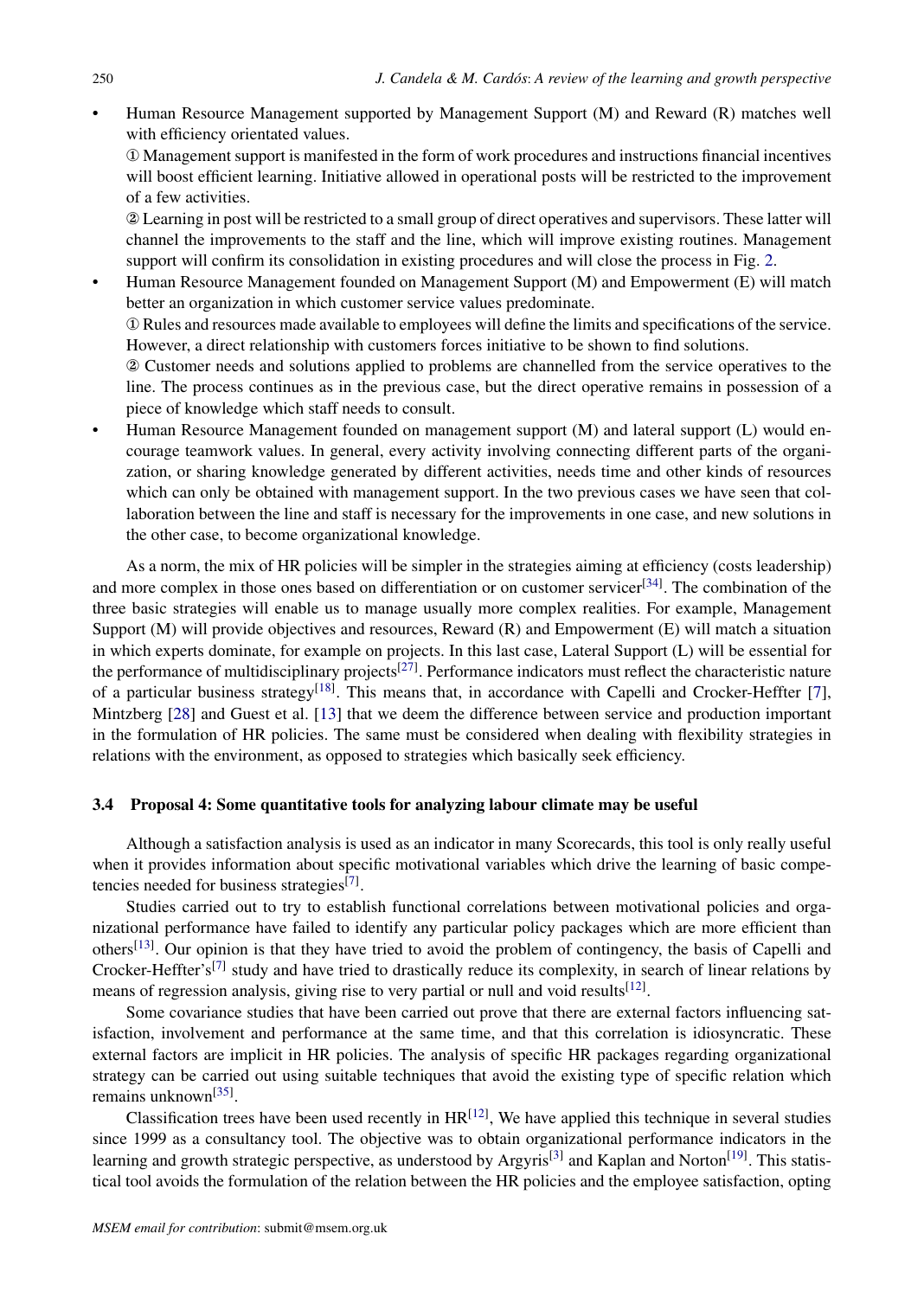- Human Resource Management supported by Management Support (M) and Reward (R) matches well with efficiency orientated values.

  ① Management support is manifested in the form of work procedures and instructions financial incentives will boost efficient learning. Initiative allowed in operational posts will be restricted to the improvement of a few activities.

  ② Learning in post will be restricted to a small group of direct operatives and supervisors. These latter will channel the improvements to the staff and the line, which will improve existing routines. Management support will confirm its consolidation in existing procedures and will close the process in Fig. 2.

- Human Resource Management founded on Management Support (M) and Empowerment (E) will match better an organization in which customer service values predominate.

  ① Rules and resources made available to employees will define the limits and specifications of the service. However, a direct relationship with customers forces initiative to be shown to find solutions.

  ② Customer needs and solutions applied to problems are channelled from the service operatives to the line. The process continues as in the previous case, but the direct operative remains in possession of a piece of knowledge which staff needs to consult.

- Human Resource Management founded on management support (M) and lateral support (L) would encourage teamwork values. In general, every activity involving connecting different parts of the organization, or sharing knowledge generated by different activities, needs time and other kinds of resources which can only be obtained with management support. In the two previous cases we have seen that collaboration between the line and staff is necessary for the improvements in one case, and new solutions in the other case, to become organizational knowledge.

As a norm, the mix of HR policies will be simpler in the strategies aiming at efficiency (costs leadership) and more complex in those ones based on differentiation or on customer servicer[34]. The combination of the three basic strategies will enable us to manage usually more complex realities. For example, Management Support (M) will provide objectives and resources, Reward (R) and Empowerment (E) will match a situation in which experts dominate, for example on projects. In this last case, Lateral Support (L) will be essential for the performance of multidisciplinary projects[27]. Performance indicators must reflect the characteristic nature of a particular business strategy[18]. This means that, in accordance with Capelli and Crocker-Heffter [7], Mintzberg [28] and Guest et al. [13] that we deem the difference between service and production important in the formulation of HR policies. The same must be considered when dealing with flexibility strategies in relations with the environment, as opposed to strategies which basically seek efficiency.

### 3.4 Proposal 4: Some quantitative tools for analyzing labour climate may be useful

Although a satisfaction analysis is used as an indicator in many Scorecards, this tool is only really useful when it provides information about specific motivational variables which drive the learning of basic competencies needed for business strategies[7].

Studies carried out to try to establish functional correlations between motivational policies and organizational performance have failed to identify any particular policy packages which are more efficient than others[13]. Our opinion is that they have tried to avoid the problem of contingency, the basis of Capelli and Crocker-Heffter's[7] study and have tried to drastically reduce its complexity, in search of linear relations by means of regression analysis, giving rise to very partial or null and void results[12].

Some covariance studies that have been carried out prove that there are external factors influencing satisfaction, involvement and performance at the same time, and that this correlation is idiosyncratic. These external factors are implicit in HR policies. The analysis of specific HR packages regarding organizational strategy can be carried out using suitable techniques that avoid the existing type of specific relation which remains unknown[35].

Classification trees have been used recently in HR[12], We have applied this technique in several studies since 1999 as a consultancy tool. The objective was to obtain organizational performance indicators in the learning and growth strategic perspective, as understood by Argyris[3] and Kaplan and Norton[19]. This statistical tool avoids the formulation of the relation between the HR policies and the employee satisfaction, opting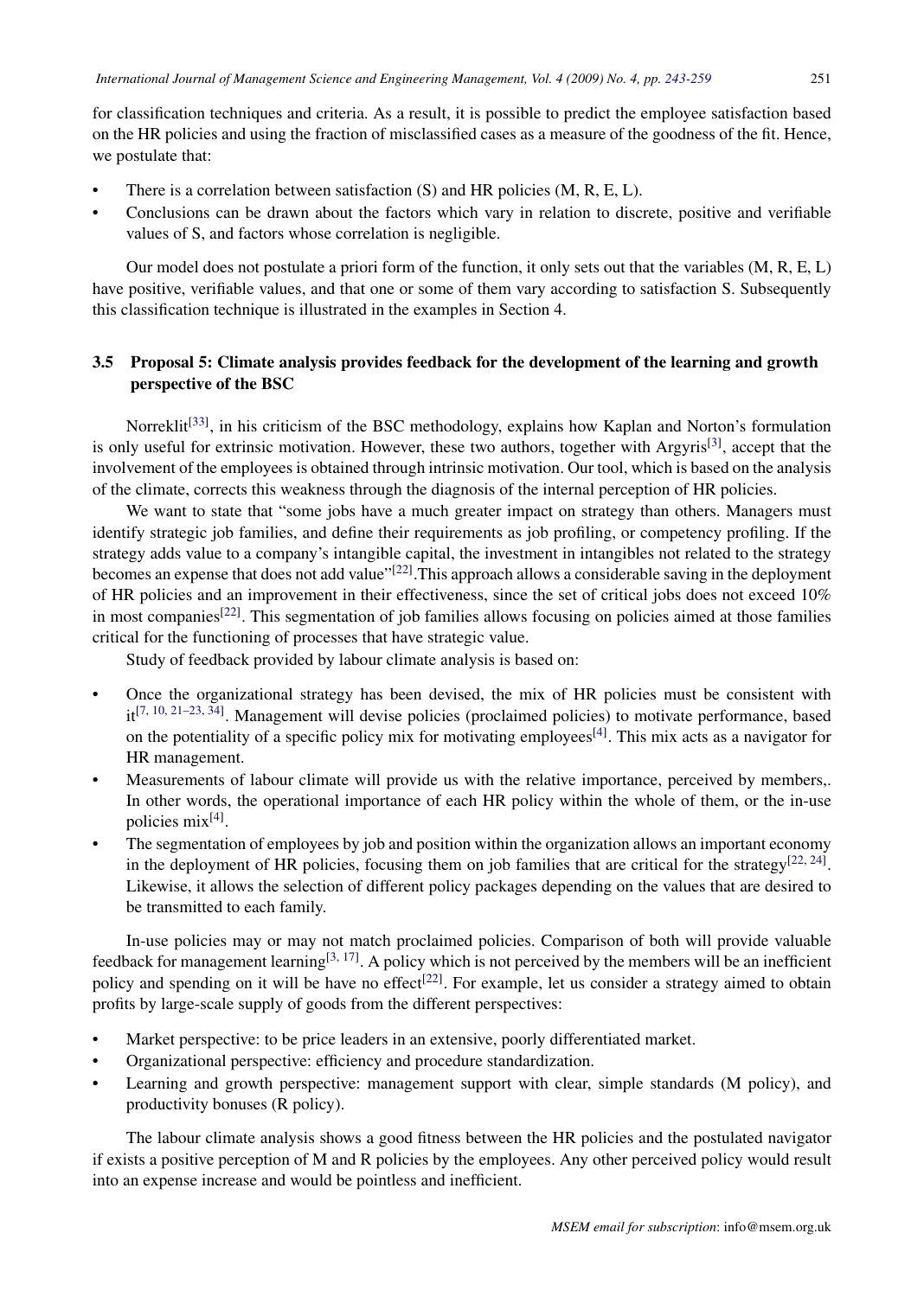for classification techniques and criteria. As a result, it is possible to predict the employee satisfaction based on the HR policies and using the fraction of misclassified cases as a measure of the goodness of the fit. Hence, we postulate that:

- There is a correlation between satisfaction (S) and HR policies (M, R, E, L).
- Conclusions can be drawn about the factors which vary in relation to discrete, positive and verifiable values of S, and factors whose correlation is negligible.

Our model does not postulate a priori form of the function, it only sets out that the variables (M, R, E, L) have positive, verifiable values, and that one or some of them vary according to satisfaction S. Subsequently this classification technique is illustrated in the examples in Section 4.

## 3.5 Proposal 5: Climate analysis provides feedback for the development of the learning and growth perspective of the BSC

Norreklit[33], in his criticism of the BSC methodology, explains how Kaplan and Norton's formulation is only useful for extrinsic motivation. However, these two authors, together with Argyris[3], accept that the involvement of the employees is obtained through intrinsic motivation. Our tool, which is based on the analysis of the climate, corrects this weakness through the diagnosis of the internal perception of HR policies.

We want to state that "some jobs have a much greater impact on strategy than others. Managers must identify strategic job families, and define their requirements as job profiling, or competency profiling. If the strategy adds value to a company's intangible capital, the investment in intangibles not related to the strategy becomes an expense that does not add value"[22].This approach allows a considerable saving in the deployment of HR policies and an improvement in their effectiveness, since the set of critical jobs does not exceed 10% in most companies[22]. This segmentation of job families allows focusing on policies aimed at those families critical for the functioning of processes that have strategic value.

Study of feedback provided by labour climate analysis is based on:

- Once the organizational strategy has been devised, the mix of HR policies must be consistent with it[7, 10, 21–23, 34]. Management will devise policies (proclaimed policies) to motivate performance, based on the potentiality of a specific policy mix for motivating employees[4]. This mix acts as a navigator for HR management.
- Measurements of labour climate will provide us with the relative importance, perceived by members,. In other words, the operational importance of each HR policy within the whole of them, or the in-use policies mix[4].
- The segmentation of employees by job and position within the organization allows an important economy in the deployment of HR policies, focusing them on job families that are critical for the strategy[22, 24]. Likewise, it allows the selection of different policy packages depending on the values that are desired to be transmitted to each family.

In-use policies may or may not match proclaimed policies. Comparison of both will provide valuable feedback for management learning[3, 17]. A policy which is not perceived by the members will be an inefficient policy and spending on it will be have no effect[22]. For example, let us consider a strategy aimed to obtain profits by large-scale supply of goods from the different perspectives:

- Market perspective: to be price leaders in an extensive, poorly differentiated market.
- Organizational perspective: efficiency and procedure standardization.
- Learning and growth perspective: management support with clear, simple standards (M policy), and productivity bonuses (R policy).

The labour climate analysis shows a good fitness between the HR policies and the postulated navigator if exists a positive perception of M and R policies by the employees. Any other perceived policy would result into an expense increase and would be pointless and inefficient.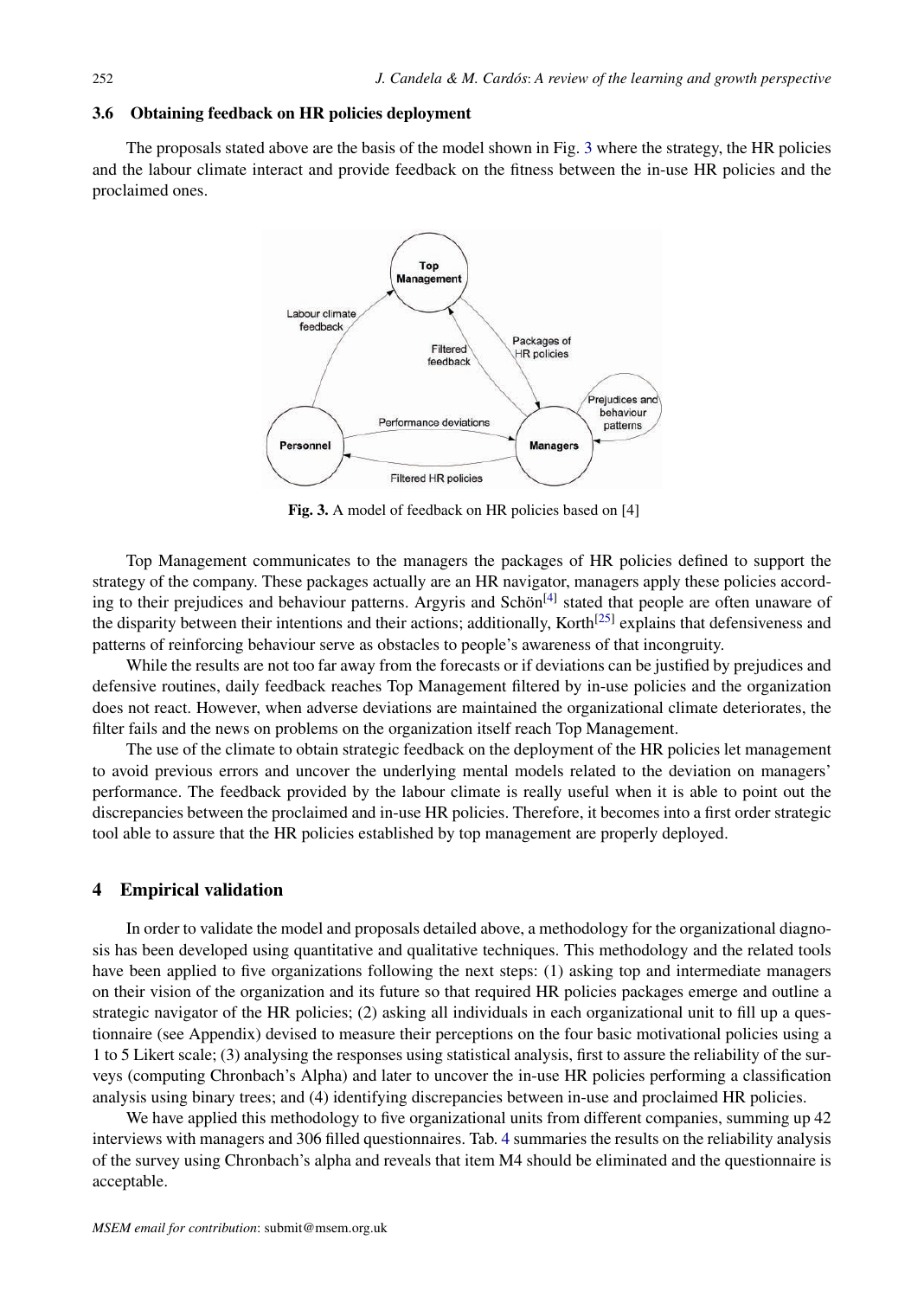### 3.6 Obtaining feedback on HR policies deployment

The proposals stated above are the basis of the model shown in Fig. 3 where the strategy, the HR policies and the labour climate interact and provide feedback on the fitness between the in-use HR policies and the proclaimed ones.

**Fig. 3.** A model of feedback on HR policies based on [4]

Top Management communicates to the managers the packages of HR policies defined to support the strategy of the company. These packages actually are an HR navigator, managers apply these policies according to their prejudices and behaviour patterns. Argyris and Schön[4] stated that people are often unaware of the disparity between their intentions and their actions; additionally, Korth[25] explains that defensiveness and patterns of reinforcing behaviour serve as obstacles to people's awareness of that incongruity.

While the results are not too far away from the forecasts or if deviations can be justified by prejudices and defensive routines, daily feedback reaches Top Management filtered by in-use policies and the organization does not react. However, when adverse deviations are maintained the organizational climate deteriorates, the filter fails and the news on problems on the organization itself reach Top Management.

The use of the climate to obtain strategic feedback on the deployment of the HR policies let management to avoid previous errors and uncover the underlying mental models related to the deviation on managers' performance. The feedback provided by the labour climate is really useful when it is able to point out the discrepancies between the proclaimed and in-use HR policies. Therefore, it becomes into a first order strategic tool able to assure that the HR policies established by top management are properly deployed.

## 4 Empirical validation

In order to validate the model and proposals detailed above, a methodology for the organizational diagnosis has been developed using quantitative and qualitative techniques. This methodology and the related tools have been applied to five organizations following the next steps: (1) asking top and intermediate managers on their vision of the organization and its future so that required HR policies packages emerge and outline a strategic navigator of the HR policies; (2) asking all individuals in each organizational unit to fill up a questionnaire (see Appendix) devised to measure their perceptions on the four basic motivational policies using a 1 to 5 Likert scale; (3) analysing the responses using statistical analysis, first to assure the reliability of the surveys (computing Chronbach's Alpha) and later to uncover the in-use HR policies performing a classification analysis using binary trees; and (4) identifying discrepancies between in-use and proclaimed HR policies.

We have applied this methodology to five organizational units from different companies, summing up 42 interviews with managers and 306 filled questionnaires. Tab. 4 summaries the results on the reliability analysis of the survey using Chronbach's alpha and reveals that item M4 should be eliminated and the questionnaire is acceptable.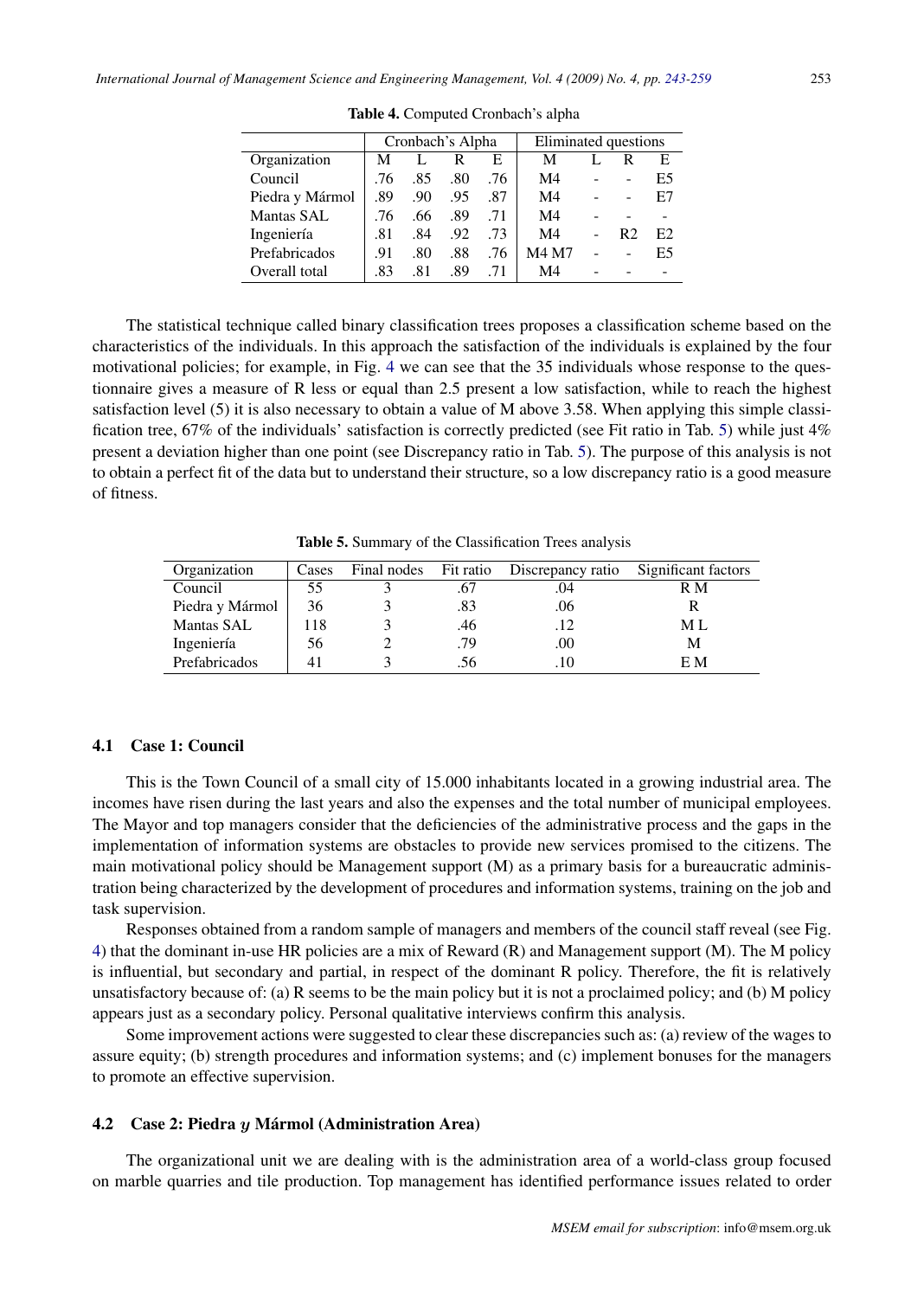**Table 4.** Computed Cronbach's alpha

| | Cronbach's Alpha | | | | Eliminated questions | | | |
|---|---|---|---|---|---|---|---|---|
| Organization | M | L | R | E | M | L | R | E |
| Council | .76 | .85 | .80 | .76 | M4 | - | - | E5 |
| Piedra y Mármol | .89 | .90 | .95 | .87 | M4 | - | - | E7 |
| Mantas SAL | .76 | .66 | .89 | .71 | M4 | - | - | - |
| Ingeniería | .81 | .84 | .92 | .73 | M4 | - | R2 | E2 |
| Prefabricados | .91 | .80 | .88 | .76 | M4 M7 | - | - | E5 |
| Overall total | .83 | .81 | .89 | .71 | M4 | - | - | - |

The statistical technique called binary classification trees proposes a classification scheme based on the characteristics of the individuals. In this approach the satisfaction of the individuals is explained by the four motivational policies; for example, in Fig. 4 we can see that the 35 individuals whose response to the questionnaire gives a measure of R less or equal than 2.5 present a low satisfaction, while to reach the highest satisfaction level (5) it is also necessary to obtain a value of M above 3.58. When applying this simple classification tree, 67% of the individuals' satisfaction is correctly predicted (see Fit ratio in Tab. 5) while just 4% present a deviation higher than one point (see Discrepancy ratio in Tab. 5). The purpose of this analysis is not to obtain a perfect fit of the data but to understand their structure, so a low discrepancy ratio is a good measure of fitness.

**Table 5.** Summary of the Classification Trees analysis

| Organization | Cases | Final nodes | Fit ratio | Discrepancy ratio | Significant factors |
|---|---|---|---|---|---|
| Council | 55 | 3 | .67 | .04 | R M |
| Piedra y Mármol | 36 | 3 | .83 | .06 | R |
| Mantas SAL | 118 | 3 | .46 | .12 | M L |
| Ingeniería | 56 | 2 | .79 | .00 | M |
| Prefabricados | 41 | 3 | .56 | .10 | E M |

### 4.1 Case 1: Council

This is the Town Council of a small city of 15.000 inhabitants located in a growing industrial area. The incomes have risen during the last years and also the expenses and the total number of municipal employees. The Mayor and top managers consider that the deficiencies of the administrative process and the gaps in the implementation of information systems are obstacles to provide new services promised to the citizens. The main motivational policy should be Management support (M) as a primary basis for a bureaucratic administration being characterized by the development of procedures and information systems, training on the job and task supervision.

Responses obtained from a random sample of managers and members of the council staff reveal (see Fig. 4) that the dominant in-use HR policies are a mix of Reward (R) and Management support (M). The M policy is influential, but secondary and partial, in respect of the dominant R policy. Therefore, the fit is relatively unsatisfactory because of: (a) R seems to be the main policy but it is not a proclaimed policy; and (b) M policy appears just as a secondary policy. Personal qualitative interviews confirm this analysis.

Some improvement actions were suggested to clear these discrepancies such as: (a) review of the wages to assure equity; (b) strength procedures and information systems; and (c) implement bonuses for the managers to promote an effective supervision.

### 4.2 Case 2: Piedra *y* Mármol (Administration Area)

The organizational unit we are dealing with is the administration area of a world-class group focused on marble quarries and tile production. Top management has identified performance issues related to order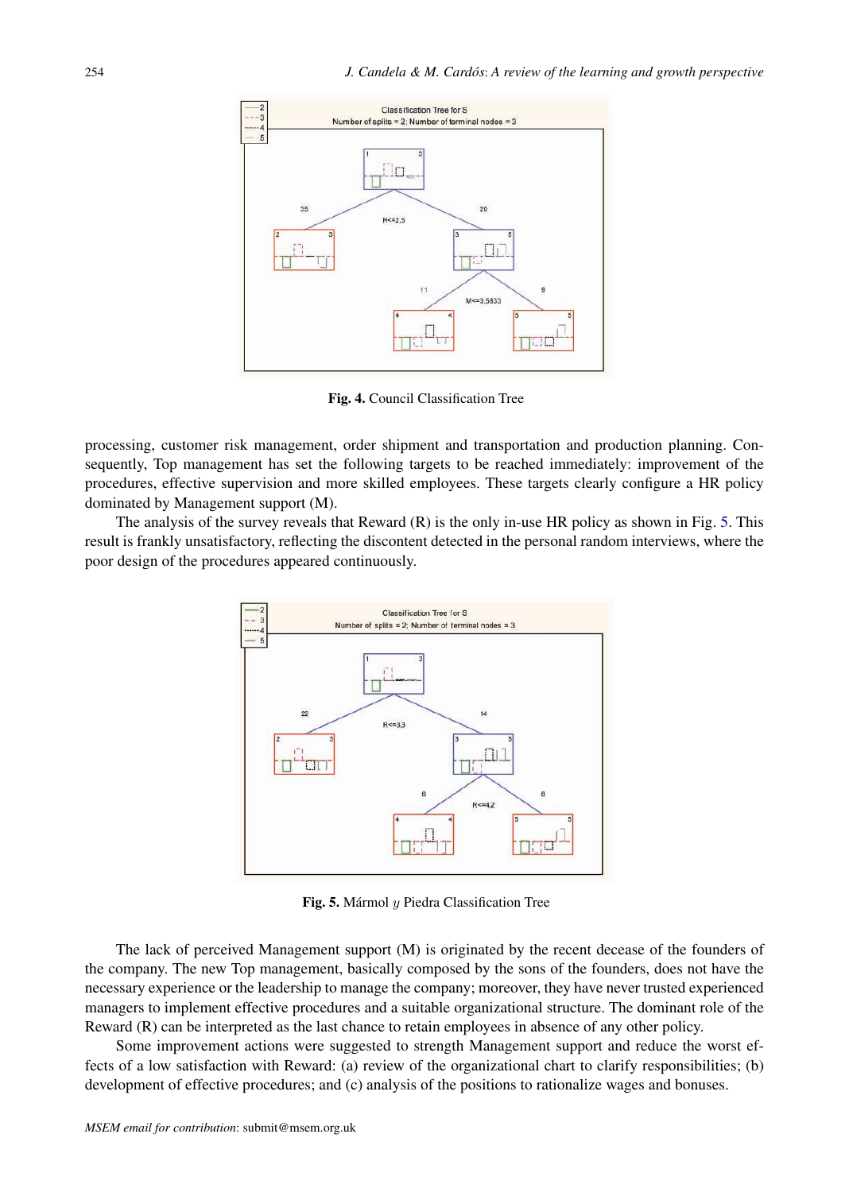**Fig. 4.** Council Classification Tree

processing, customer risk management, order shipment and transportation and production planning. Consequently, Top management has set the following targets to be reached immediately: improvement of the procedures, effective supervision and more skilled employees. These targets clearly configure a HR policy dominated by Management support (M).

The analysis of the survey reveals that Reward (R) is the only in-use HR policy as shown in Fig. 5. This result is frankly unsatisfactory, reflecting the discontent detected in the personal random interviews, where the poor design of the procedures appeared continuously.

**Fig. 5.** Mármol $y$ Piedra Classification Tree

The lack of perceived Management support (M) is originated by the recent decease of the founders of the company. The new Top management, basically composed by the sons of the founders, does not have the necessary experience or the leadership to manage the company; moreover, they have never trusted experienced managers to implement effective procedures and a suitable organizational structure. The dominant role of the Reward (R) can be interpreted as the last chance to retain employees in absence of any other policy.

Some improvement actions were suggested to strength Management support and reduce the worst effects of a low satisfaction with Reward: (a) review of the organizational chart to clarify responsibilities; (b) development of effective procedures; and (c) analysis of the positions to rationalize wages and bonuses.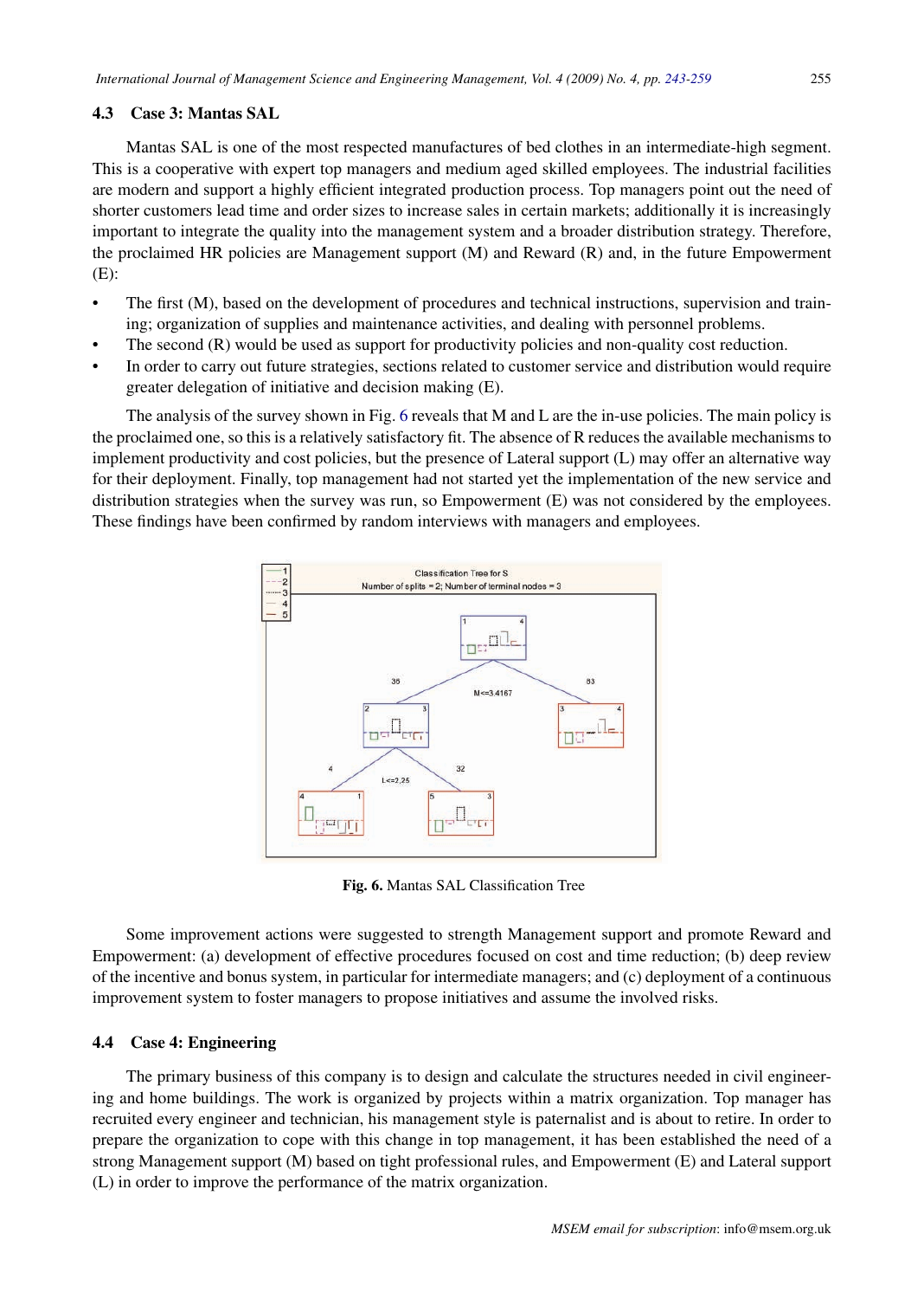### 4.3 Case 3: Mantas SAL

Mantas SAL is one of the most respected manufactures of bed clothes in an intermediate-high segment. This is a cooperative with expert top managers and medium aged skilled employees. The industrial facilities are modern and support a highly efficient integrated production process. Top managers point out the need of shorter customers lead time and order sizes to increase sales in certain markets; additionally it is increasingly important to integrate the quality into the management system and a broader distribution strategy. Therefore, the proclaimed HR policies are Management support (M) and Reward (R) and, in the future Empowerment (E):

- The first (M), based on the development of procedures and technical instructions, supervision and training; organization of supplies and maintenance activities, and dealing with personnel problems.
- The second (R) would be used as support for productivity policies and non-quality cost reduction.
- In order to carry out future strategies, sections related to customer service and distribution would require greater delegation of initiative and decision making (E).

The analysis of the survey shown in Fig. 6 reveals that M and L are the in-use policies. The main policy is the proclaimed one, so this is a relatively satisfactory fit. The absence of R reduces the available mechanisms to implement productivity and cost policies, but the presence of Lateral support (L) may offer an alternative way for their deployment. Finally, top management had not started yet the implementation of the new service and distribution strategies when the survey was run, so Empowerment (E) was not considered by the employees. These findings have been confirmed by random interviews with managers and employees.

**Fig. 6.** Mantas SAL Classification Tree

Some improvement actions were suggested to strength Management support and promote Reward and Empowerment: (a) development of effective procedures focused on cost and time reduction; (b) deep review of the incentive and bonus system, in particular for intermediate managers; and (c) deployment of a continuous improvement system to foster managers to propose initiatives and assume the involved risks.

### 4.4 Case 4: Engineering

The primary business of this company is to design and calculate the structures needed in civil engineering and home buildings. The work is organized by projects within a matrix organization. Top manager has recruited every engineer and technician, his management style is paternalist and is about to retire. In order to prepare the organization to cope with this change in top management, it has been established the need of a strong Management support (M) based on tight professional rules, and Empowerment (E) and Lateral support (L) in order to improve the performance of the matrix organization.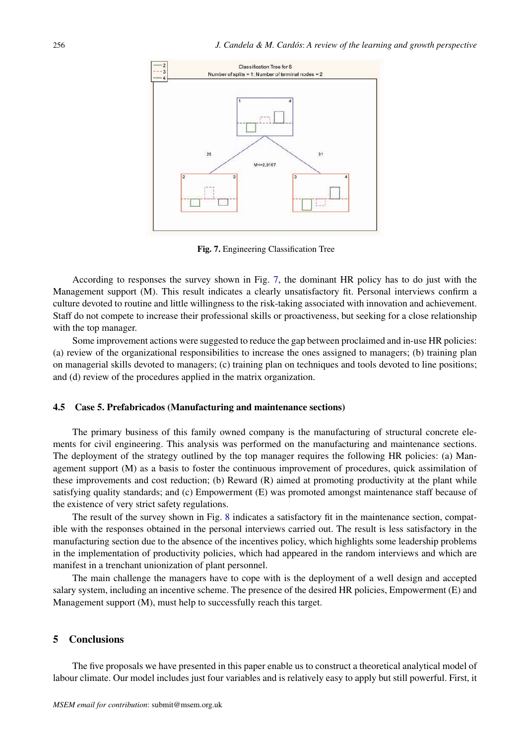Fig. 7. Engineering Classification Tree

According to responses the survey shown in Fig. 7, the dominant HR policy has to do just with the Management support (M). This result indicates a clearly unsatisfactory fit. Personal interviews confirm a culture devoted to routine and little willingness to the risk-taking associated with innovation and achievement. Staff do not compete to increase their professional skills or proactiveness, but seeking for a close relationship with the top manager.

Some improvement actions were suggested to reduce the gap between proclaimed and in-use HR policies: (a) review of the organizational responsibilities to increase the ones assigned to managers; (b) training plan on managerial skills devoted to managers; (c) training plan on techniques and tools devoted to line positions; and (d) review of the procedures applied in the matrix organization.

### 4.5 Case 5. Prefabricados (Manufacturing and maintenance sections)

The primary business of this family owned company is the manufacturing of structural concrete elements for civil engineering. This analysis was performed on the manufacturing and maintenance sections. The deployment of the strategy outlined by the top manager requires the following HR policies: (a) Management support (M) as a basis to foster the continuous improvement of procedures, quick assimilation of these improvements and cost reduction; (b) Reward (R) aimed at promoting productivity at the plant while satisfying quality standards; and (c) Empowerment (E) was promoted amongst maintenance staff because of the existence of very strict safety regulations.

The result of the survey shown in Fig. 8 indicates a satisfactory fit in the maintenance section, compatible with the responses obtained in the personal interviews carried out. The result is less satisfactory in the manufacturing section due to the absence of the incentives policy, which highlights some leadership problems in the implementation of productivity policies, which had appeared in the random interviews and which are manifest in a trenchant unionization of plant personnel.

The main challenge the managers have to cope with is the deployment of a well design and accepted salary system, including an incentive scheme. The presence of the desired HR policies, Empowerment (E) and Management support (M), must help to successfully reach this target.

## 5 Conclusions

The five proposals we have presented in this paper enable us to construct a theoretical analytical model of labour climate. Our model includes just four variables and is relatively easy to apply but still powerful. First, it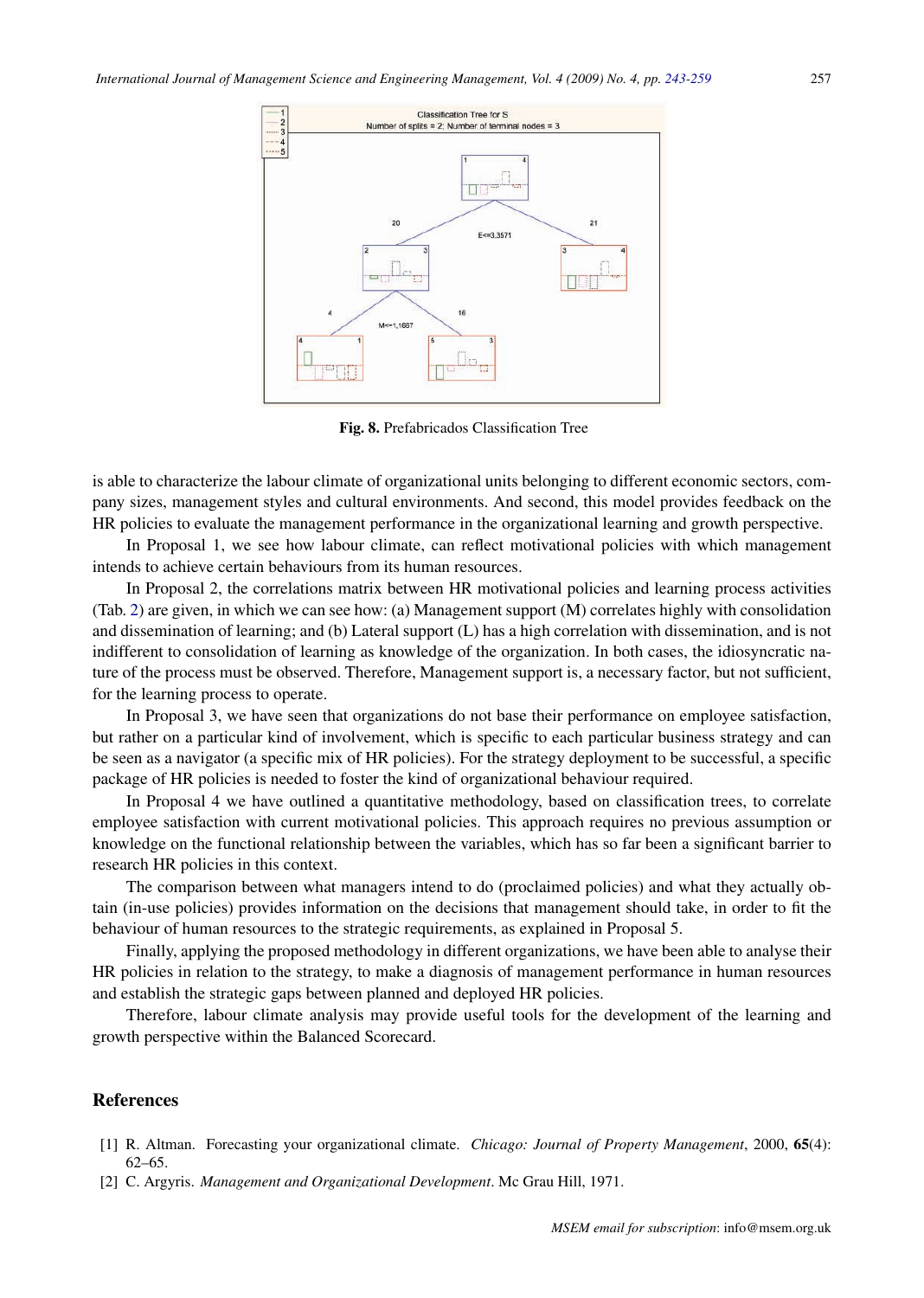Fig. 8. Prefabricados Classification Tree

is able to characterize the labour climate of organizational units belonging to different economic sectors, company sizes, management styles and cultural environments. And second, this model provides feedback on the HR policies to evaluate the management performance in the organizational learning and growth perspective.

In Proposal 1, we see how labour climate, can reflect motivational policies with which management intends to achieve certain behaviours from its human resources.

In Proposal 2, the correlations matrix between HR motivational policies and learning process activities (Tab. 2) are given, in which we can see how: (a) Management support (M) correlates highly with consolidation and dissemination of learning; and (b) Lateral support (L) has a high correlation with dissemination, and is not indifferent to consolidation of learning as knowledge of the organization. In both cases, the idiosyncratic nature of the process must be observed. Therefore, Management support is, a necessary factor, but not sufficient, for the learning process to operate.

In Proposal 3, we have seen that organizations do not base their performance on employee satisfaction, but rather on a particular kind of involvement, which is specific to each particular business strategy and can be seen as a navigator (a specific mix of HR policies). For the strategy deployment to be successful, a specific package of HR policies is needed to foster the kind of organizational behaviour required.

In Proposal 4 we have outlined a quantitative methodology, based on classification trees, to correlate employee satisfaction with current motivational policies. This approach requires no previous assumption or knowledge on the functional relationship between the variables, which has so far been a significant barrier to research HR policies in this context.

The comparison between what managers intend to do (proclaimed policies) and what they actually obtain (in-use policies) provides information on the decisions that management should take, in order to fit the behaviour of human resources to the strategic requirements, as explained in Proposal 5.

Finally, applying the proposed methodology in different organizations, we have been able to analyse their HR policies in relation to the strategy, to make a diagnosis of management performance in human resources and establish the strategic gaps between planned and deployed HR policies.

Therefore, labour climate analysis may provide useful tools for the development of the learning and growth perspective within the Balanced Scorecard.

## References

[1] R. Altman. Forecasting your organizational climate. *Chicago: Journal of Property Management*, 2000, **65**(4): 62–65.

[2] C. Argyris. *Management and Organizational Development*. Mc Grau Hill, 1971.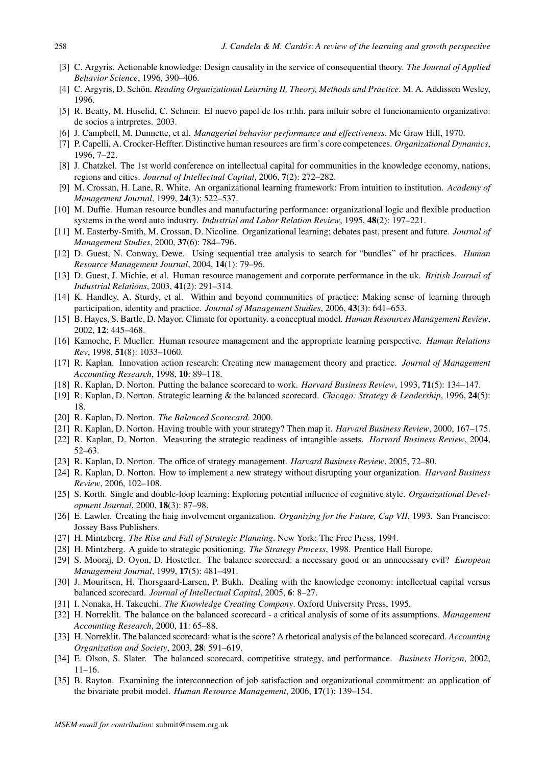[3] C. Argyris. Actionable knowledge: Design causality in the service of consequential theory. *The Journal of Applied Behavior Science*, 1996, 390–406.

[4] C. Argyris, D. Schön. *Reading Organizational Learning II, Theory, Methods and Practice*. M. A. Addisson Wesley, 1996.

[5] R. Beatty, M. Huselid, C. Schneir. El nuevo papel de los rr.hh. para influir sobre el funcionamiento organizativo: de socios a intrpretes. 2003.

[6] J. Campbell, M. Dunnette, et al. *Managerial behavior performance and effectiveness*. Mc Graw Hill, 1970.

[7] P. Capelli, A. Crocker-Heffter. Distinctive human resources are firm's core competences. *Organizational Dynamics*, 1996, 7–22.

[8] J. Chatzkel. The 1st world conference on intellectual capital for communities in the knowledge economy, nations, regions and cities. *Journal of Intellectual Capital*, 2006, **7**(2): 272–282.

[9] M. Crossan, H. Lane, R. White. An organizational learning framework: From intuition to institution. *Academy of Management Journal*, 1999, **24**(3): 522–537.

[10] M. Duffie. Human resource bundles and manufacturing performance: organizational logic and flexible production systems in the word auto industry. *Industrial and Labor Relation Review*, 1995, **48**(2): 197–221.

[11] M. Easterby-Smith, M. Crossan, D. Nicoline. Organizational learning; debates past, present and future. *Journal of Management Studies*, 2000, **37**(6): 784–796.

[12] D. Guest, N. Conway, Dewe. Using sequential tree analysis to search for "bundles" of hr practices. *Human Resource Management Journal*, 2004, **14**(1): 79–96.

[13] D. Guest, J. Michie, et al. Human resource management and corporate performance in the uk. *British Journal of Industrial Relations*, 2003, **41**(2): 291–314.

[14] K. Handley, A. Sturdy, et al. Within and beyond communities of practice: Making sense of learning through participation, identity and practice. *Journal of Management Studies*, 2006, **43**(3): 641–653.

[15] B. Hayes, S. Bartle, D. Mayor. Climate for oportunity. a conceptual model. *Human Resources Management Review*, 2002, **12**: 445–468.

[16] Kamoche, F. Mueller. Human resource management and the appropriate learning perspective. *Human Relations Rev*, 1998, **51**(8): 1033–1060.

[17] R. Kaplan. Innovation action research: Creating new management theory and practice. *Journal of Management Accounting Research*, 1998, **10**: 89–118.

[18] R. Kaplan, D. Norton. Putting the balance scorecard to work. *Harvard Business Review*, 1993, **71**(5): 134–147.

[19] R. Kaplan, D. Norton. Strategic learning & the balanced scorecard. *Chicago: Strategy & Leadership*, 1996, **24**(5): 18.

[20] R. Kaplan, D. Norton. *The Balanced Scorecard*. 2000.

[21] R. Kaplan, D. Norton. Having trouble with your strategy? Then map it. *Harvard Business Review*, 2000, 167–175.

[22] R. Kaplan, D. Norton. Measuring the strategic readiness of intangible assets. *Harvard Business Review*, 2004, 52–63.

[23] R. Kaplan, D. Norton. The office of strategy management. *Harvard Business Review*, 2005, 72–80.

[24] R. Kaplan, D. Norton. How to implement a new strategy without disrupting your organization. *Harvard Business Review*, 2006, 102–108.

[25] S. Korth. Single and double-loop learning: Exploring potential influence of cognitive style. *Organizational Development Journal*, 2000, **18**(3): 87–98.

[26] E. Lawler. Creating the haig involvement organization. *Organizing for the Future, Cap VII*, 1993. San Francisco: Jossey Bass Publishers.

[27] H. Mintzberg. *The Rise and Fall of Strategic Planning*. New York: The Free Press, 1994.

[28] H. Mintzberg. A guide to strategic positioning. *The Strategy Process*, 1998. Prentice Hall Europe.

[29] S. Mooraj, D. Oyon, D. Hostetler. The balance scorecard: a necessary good or an unnecessary evil? *European Management Journal*, 1999, **17**(5): 481–491.

[30] J. Mouritsen, H. Thorsgaard-Larsen, P. Bukh. Dealing with the knowledge economy: intellectual capital versus balanced scorecard. *Journal of Intellectual Capital*, 2005, **6**: 8–27.

[31] I. Nonaka, H. Takeuchi. *The Knowledge Creating Company*. Oxford University Press, 1995.

[32] H. Norreklit. The balance on the balanced scorecard - a critical analysis of some of its assumptions. *Management Accounting Research*, 2000, **11**: 65–88.

[33] H. Norreklit. The balanced scorecard: what is the score? A rhetorical analysis of the balanced scorecard. *Accounting Organization and Society*, 2003, **28**: 591–619.

[34] E. Olson, S. Slater. The balanced scorecard, competitive strategy, and performance. *Business Horizon*, 2002, 11–16.

[35] B. Rayton. Examining the interconnection of job satisfaction and organizational commitment: an application of the bivariate probit model. *Human Resource Management*, 2006, **17**(1): 139–154.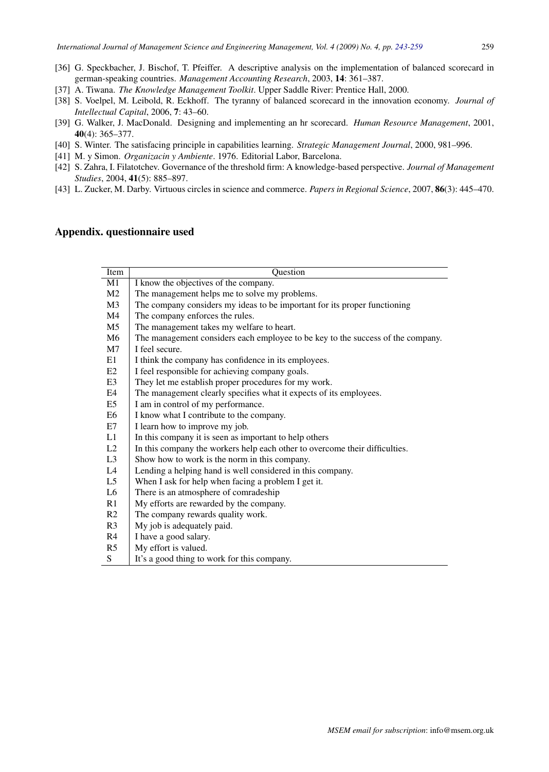[36] G. Speckbacher, J. Bischof, T. Pfeiffer. A descriptive analysis on the implementation of balanced scorecard in german-speaking countries. *Management Accounting Research*, 2003, **14**: 361–387.

[37] A. Tiwana. *The Knowledge Management Toolkit*. Upper Saddle River: Prentice Hall, 2000.

[38] S. Voelpel, M. Leibold, R. Eckhoff. The tyranny of balanced scorecard in the innovation economy. *Journal of Intellectual Capital*, 2006, **7**: 43–60.

[39] G. Walker, J. MacDonald. Designing and implementing an hr scorecard. *Human Resource Management*, 2001, **40**(4): 365–377.

[40] S. Winter. The satisfacing principle in capabilities learning. *Strategic Management Journal*, 2000, 981–996.

[41] M. y Simon. *Organizacin y Ambiente*. 1976. Editorial Labor, Barcelona.

[42] S. Zahra, I. Filatotchev. Governance of the threshold firm: A knowledge-based perspective. *Journal of Management Studies*, 2004, **41**(5): 885–897.

[43] L. Zucker, M. Darby. Virtuous circles in science and commerce. *Papers in Regional Science*, 2007, **86**(3): 445–470.

## Appendix. questionnaire used

| Item | Question |
|---|---|
| M1 | I know the objectives of the company. |
| M2 | The management helps me to solve my problems. |
| M3 | The company considers my ideas to be important for its proper functioning |
| M4 | The company enforces the rules. |
| M5 | The management takes my welfare to heart. |
| M6 | The management considers each employee to be key to the success of the company. |
| M7 | I feel secure. |
| E1 | I think the company has confidence in its employees. |
| E2 | I feel responsible for achieving company goals. |
| E3 | They let me establish proper procedures for my work. |
| E4 | The management clearly specifies what it expects of its employees. |
| E5 | I am in control of my performance. |
| E6 | I know what I contribute to the company. |
| E7 | I learn how to improve my job. |
| L1 | In this company it is seen as important to help others |
| L2 | In this company the workers help each other to overcome their difficulties. |
| L3 | Show how to work is the norm in this company. |
| L4 | Lending a helping hand is well considered in this company. |
| L5 | When I ask for help when facing a problem I get it. |
| L6 | There is an atmosphere of comradeship |
| R1 | My efforts are rewarded by the company. |
| R2 | The company rewards quality work. |
| R3 | My job is adequately paid. |
| R4 | I have a good salary. |
| R5 | My effort is valued. |
| S | It's a good thing to work for this company. |